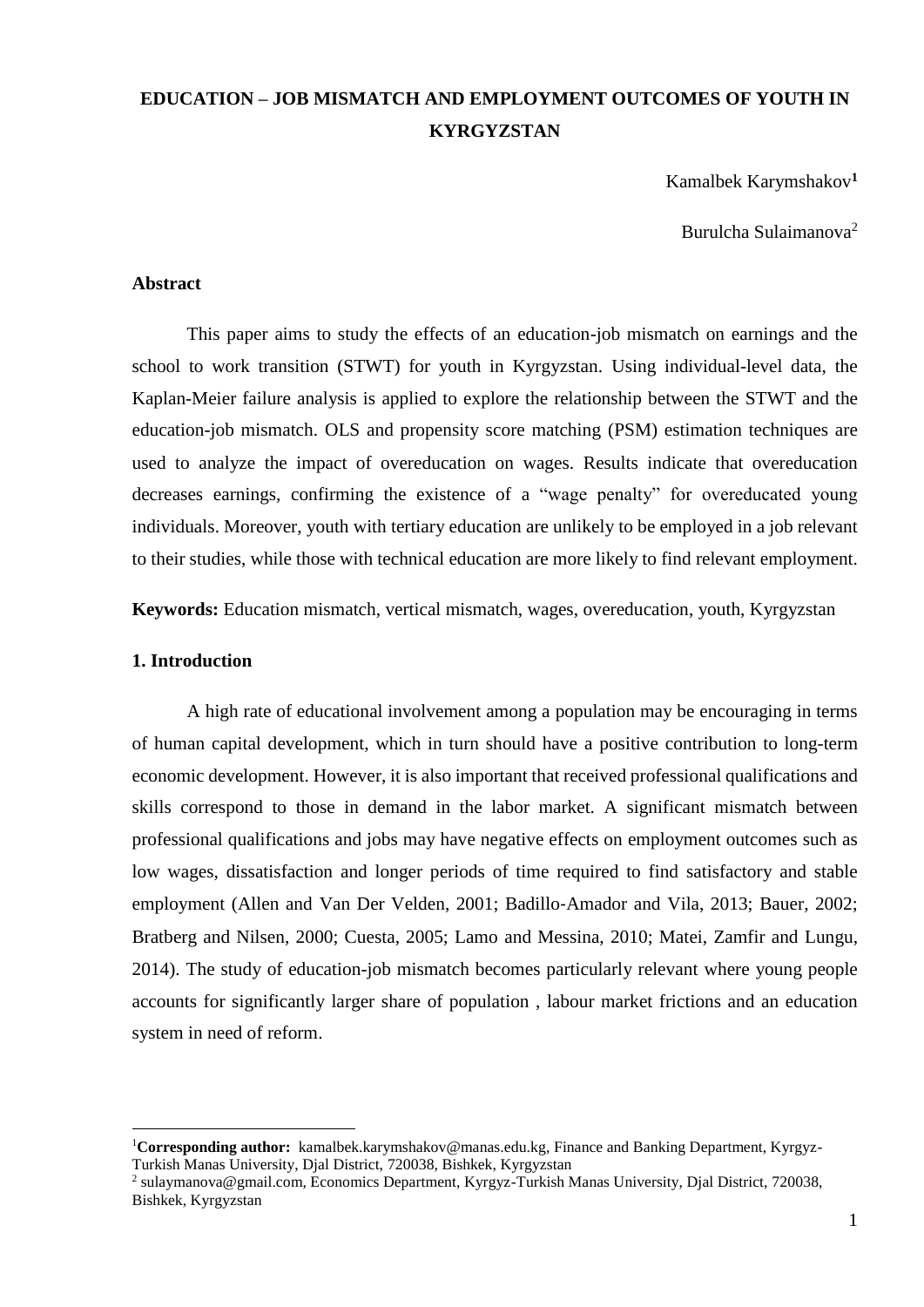# EDUCATION – JOB MISMATCH AND EMPLOYMENT OUTCOMES OF YOUTH IN KYRGYZSTAN

Kamalbek Karymshakov[1]

Burulcha Sulaimanova[2]

## Abstract

This paper aims to study the effects of an education-job mismatch on earnings and the school to work transition (STWT) for youth in Kyrgyzstan. Using individual-level data, the Kaplan-Meier failure analysis is applied to explore the relationship between the STWT and the education-job mismatch. OLS and propensity score matching (PSM) estimation techniques are used to analyze the impact of overeducation on wages. Results indicate that overeducation decreases earnings, confirming the existence of a "wage penalty" for overeducated young individuals. Moreover, youth with tertiary education are unlikely to be employed in a job relevant to their studies, while those with technical education are more likely to find relevant employment.

**Keywords:** Education mismatch, vertical mismatch, wages, overeducation, youth, Kyrgyzstan

## 1. Introduction

A high rate of educational involvement among a population may be encouraging in terms of human capital development, which in turn should have a positive contribution to long-term economic development. However, it is also important that received professional qualifications and skills correspond to those in demand in the labor market. A significant mismatch between professional qualifications and jobs may have negative effects on employment outcomes such as low wages, dissatisfaction and longer periods of time required to find satisfactory and stable employment (Allen and Van Der Velden, 2001; Badillo-Amador and Vila, 2013; Bauer, 2002; Bratberg and Nilsen, 2000; Cuesta, 2005; Lamo and Messina, 2010; Matei, Zamfir and Lungu, 2014). The study of education-job mismatch becomes particularly relevant where young people accounts for significantly larger share of population , labour market frictions and an education system in need of reform.

---

[1] **Corresponding author:** kamalbek.karymshakov@manas.edu.kg, Finance and Banking Department, Kyrgyz-Turkish Manas University, Djal District, 720038, Bishkek, Kyrgyzstan

[2] sulaymanova@gmail.com, Economics Department, Kyrgyz-Turkish Manas University, Djal District, 720038, Bishkek, Kyrgyzstan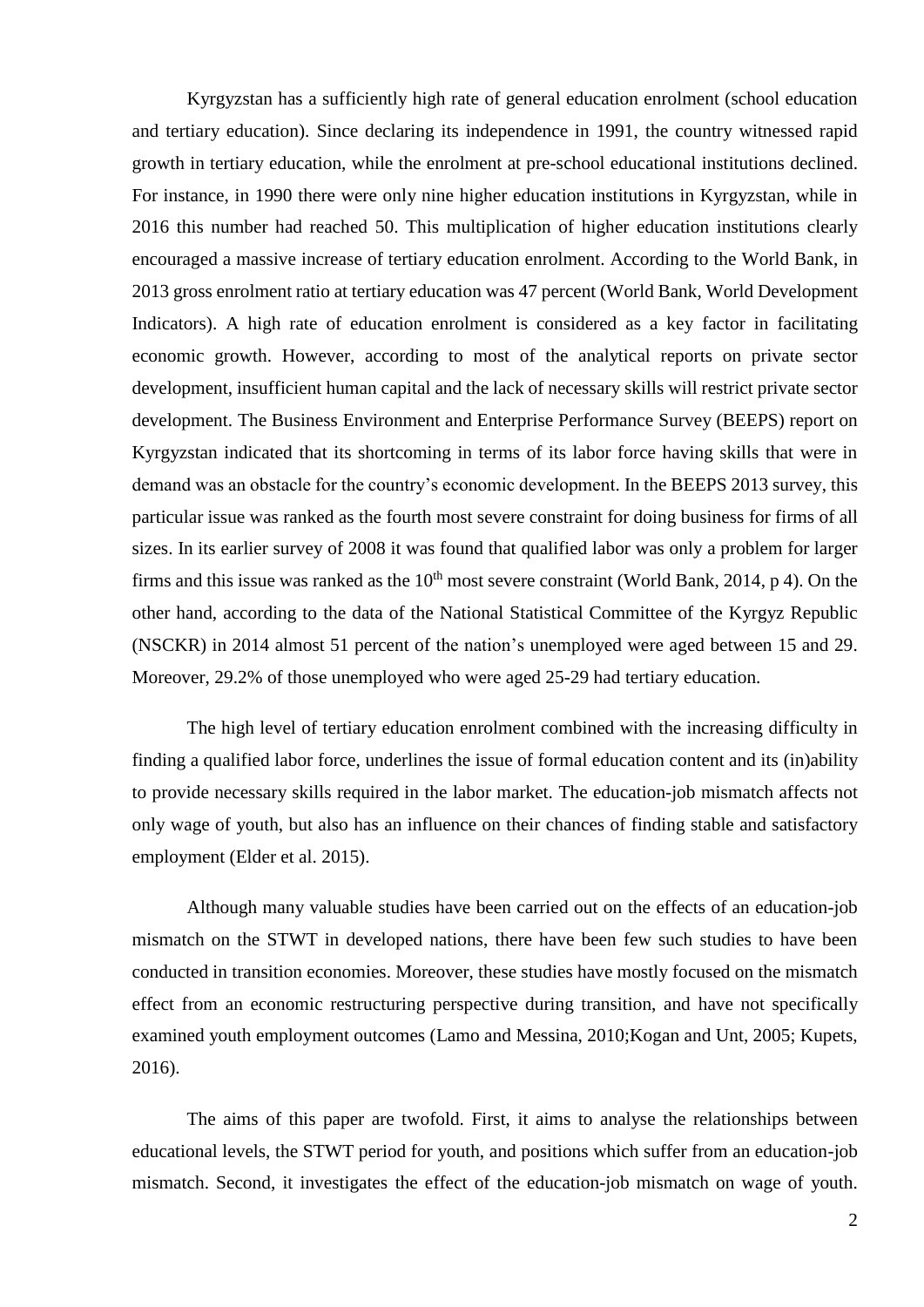Kyrgyzstan has a sufficiently high rate of general education enrolment (school education and tertiary education). Since declaring its independence in 1991, the country witnessed rapid growth in tertiary education, while the enrolment at pre-school educational institutions declined. For instance, in 1990 there were only nine higher education institutions in Kyrgyzstan, while in 2016 this number had reached 50. This multiplication of higher education institutions clearly encouraged a massive increase of tertiary education enrolment. According to the World Bank, in 2013 gross enrolment ratio at tertiary education was 47 percent (World Bank, World Development Indicators). A high rate of education enrolment is considered as a key factor in facilitating economic growth. However, according to most of the analytical reports on private sector development, insufficient human capital and the lack of necessary skills will restrict private sector development. The Business Environment and Enterprise Performance Survey (BEEPS) report on Kyrgyzstan indicated that its shortcoming in terms of its labor force having skills that were in demand was an obstacle for the country's economic development. In the BEEPS 2013 survey, this particular issue was ranked as the fourth most severe constraint for doing business for firms of all sizes. In its earlier survey of 2008 it was found that qualified labor was only a problem for larger firms and this issue was ranked as the 10th most severe constraint (World Bank, 2014, p 4). On the other hand, according to the data of the National Statistical Committee of the Kyrgyz Republic (NSCKR) in 2014 almost 51 percent of the nation's unemployed were aged between 15 and 29. Moreover, 29.2% of those unemployed who were aged 25-29 had tertiary education.

The high level of tertiary education enrolment combined with the increasing difficulty in finding a qualified labor force, underlines the issue of formal education content and its (in)ability to provide necessary skills required in the labor market. The education-job mismatch affects not only wage of youth, but also has an influence on their chances of finding stable and satisfactory employment (Elder et al. 2015).

Although many valuable studies have been carried out on the effects of an education-job mismatch on the STWT in developed nations, there have been few such studies to have been conducted in transition economies. Moreover, these studies have mostly focused on the mismatch effect from an economic restructuring perspective during transition, and have not specifically examined youth employment outcomes (Lamo and Messina, 2010;Kogan and Unt, 2005; Kupets, 2016).

The aims of this paper are twofold. First, it aims to analyse the relationships between educational levels, the STWT period for youth, and positions which suffer from an education-job mismatch. Second, it investigates the effect of the education-job mismatch on wage of youth.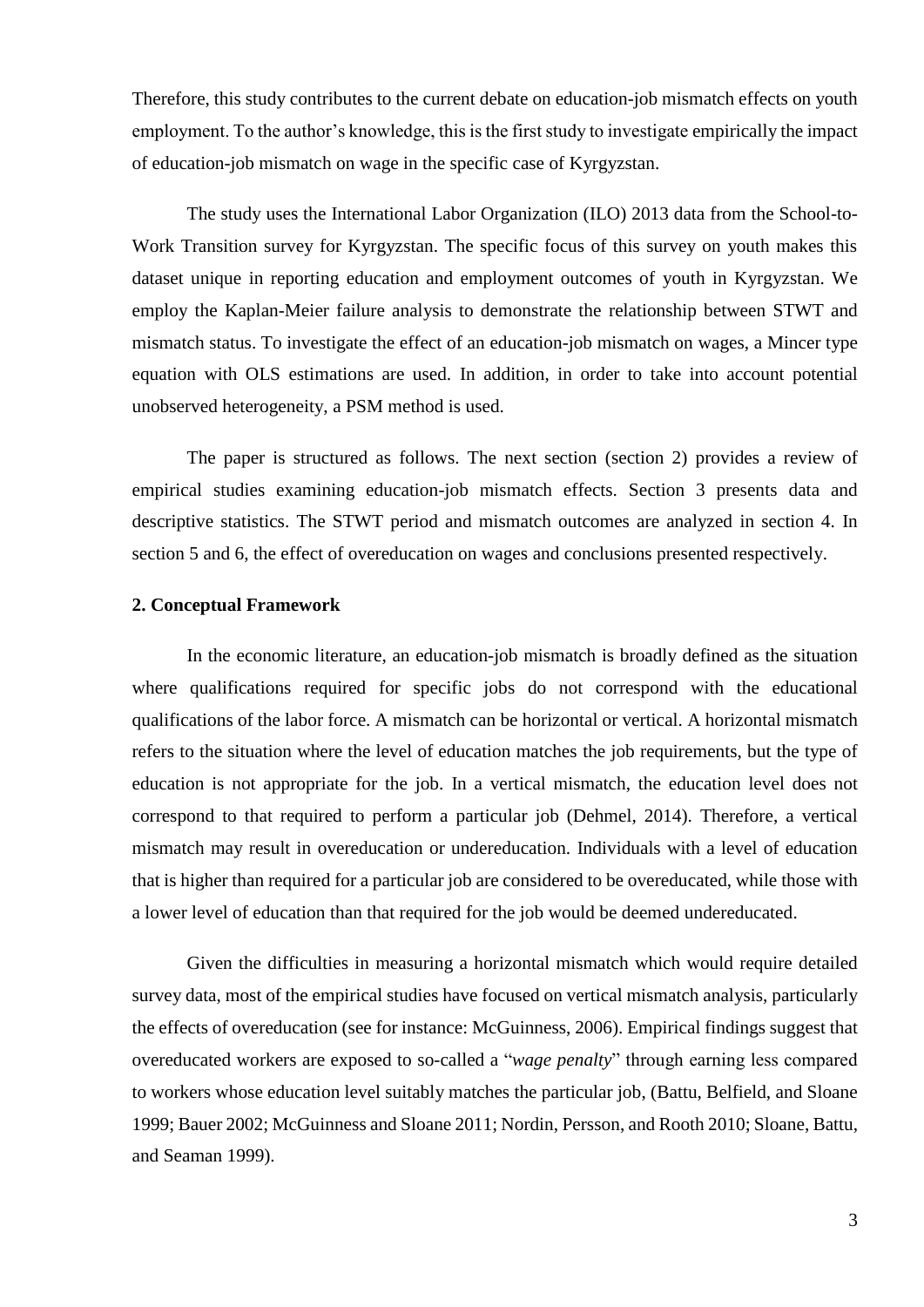Therefore, this study contributes to the current debate on education-job mismatch effects on youth employment. To the author's knowledge, this is the first study to investigate empirically the impact of education-job mismatch on wage in the specific case of Kyrgyzstan.

The study uses the International Labor Organization (ILO) 2013 data from the School-to-Work Transition survey for Kyrgyzstan. The specific focus of this survey on youth makes this dataset unique in reporting education and employment outcomes of youth in Kyrgyzstan. We employ the Kaplan-Meier failure analysis to demonstrate the relationship between STWT and mismatch status. To investigate the effect of an education-job mismatch on wages, a Mincer type equation with OLS estimations are used. In addition, in order to take into account potential unobserved heterogeneity, a PSM method is used.

The paper is structured as follows. The next section (section 2) provides a review of empirical studies examining education-job mismatch effects. Section 3 presents data and descriptive statistics. The STWT period and mismatch outcomes are analyzed in section 4. In section 5 and 6, the effect of overeducation on wages and conclusions presented respectively.

## 2. Conceptual Framework

In the economic literature, an education-job mismatch is broadly defined as the situation where qualifications required for specific jobs do not correspond with the educational qualifications of the labor force. A mismatch can be horizontal or vertical. A horizontal mismatch refers to the situation where the level of education matches the job requirements, but the type of education is not appropriate for the job. In a vertical mismatch, the education level does not correspond to that required to perform a particular job (Dehmel, 2014). Therefore, a vertical mismatch may result in overeducation or undereducation. Individuals with a level of education that is higher than required for a particular job are considered to be overeducated, while those with a lower level of education than that required for the job would be deemed undereducated.

Given the difficulties in measuring a horizontal mismatch which would require detailed survey data, most of the empirical studies have focused on vertical mismatch analysis, particularly the effects of overeducation (see for instance: McGuinness, 2006). Empirical findings suggest that overeducated workers are exposed to so-called a "*wage penalty*" through earning less compared to workers whose education level suitably matches the particular job, (Battu, Belfield, and Sloane 1999; Bauer 2002; McGuinness and Sloane 2011; Nordin, Persson, and Rooth 2010; Sloane, Battu, and Seaman 1999).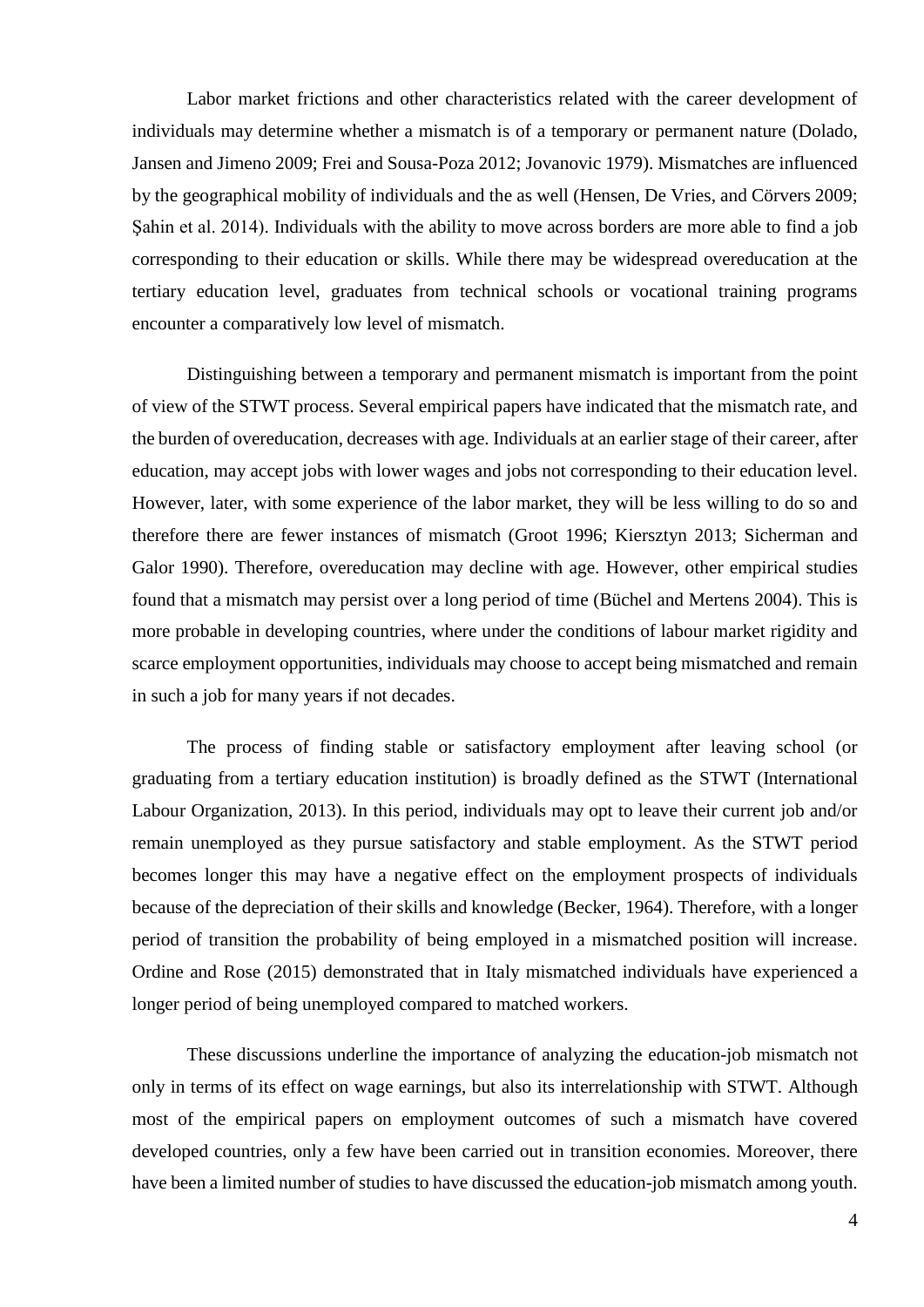Labor market frictions and other characteristics related with the career development of individuals may determine whether a mismatch is of a temporary or permanent nature (Dolado, Jansen and Jimeno 2009; Frei and Sousa-Poza 2012; Jovanovic 1979). Mismatches are influenced by the geographical mobility of individuals and the as well (Hensen, De Vries, and Cörvers 2009; Şahin et al. 2014). Individuals with the ability to move across borders are more able to find a job corresponding to their education or skills. While there may be widespread overeducation at the tertiary education level, graduates from technical schools or vocational training programs encounter a comparatively low level of mismatch.

Distinguishing between a temporary and permanent mismatch is important from the point of view of the STWT process. Several empirical papers have indicated that the mismatch rate, and the burden of overeducation, decreases with age. Individuals at an earlier stage of their career, after education, may accept jobs with lower wages and jobs not corresponding to their education level. However, later, with some experience of the labor market, they will be less willing to do so and therefore there are fewer instances of mismatch (Groot 1996; Kiersztyn 2013; Sicherman and Galor 1990). Therefore, overeducation may decline with age. However, other empirical studies found that a mismatch may persist over a long period of time (Büchel and Mertens 2004). This is more probable in developing countries, where under the conditions of labour market rigidity and scarce employment opportunities, individuals may choose to accept being mismatched and remain in such a job for many years if not decades.

The process of finding stable or satisfactory employment after leaving school (or graduating from a tertiary education institution) is broadly defined as the STWT (International Labour Organization, 2013). In this period, individuals may opt to leave their current job and/or remain unemployed as they pursue satisfactory and stable employment. As the STWT period becomes longer this may have a negative effect on the employment prospects of individuals because of the depreciation of their skills and knowledge (Becker, 1964). Therefore, with a longer period of transition the probability of being employed in a mismatched position will increase. Ordine and Rose (2015) demonstrated that in Italy mismatched individuals have experienced a longer period of being unemployed compared to matched workers.

These discussions underline the importance of analyzing the education-job mismatch not only in terms of its effect on wage earnings, but also its interrelationship with STWT. Although most of the empirical papers on employment outcomes of such a mismatch have covered developed countries, only a few have been carried out in transition economies. Moreover, there have been a limited number of studies to have discussed the education-job mismatch among youth.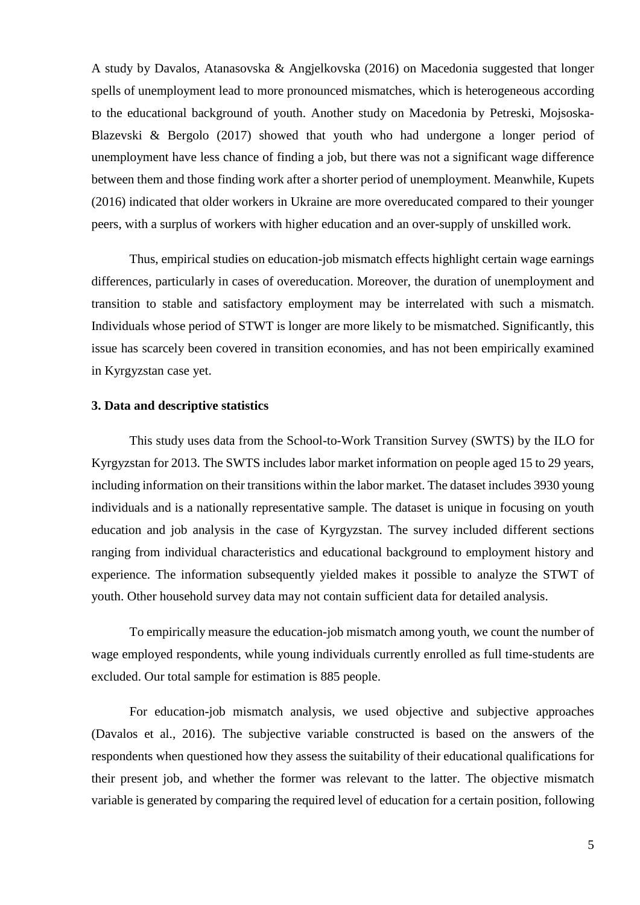A study by Davalos, Atanasovska & Angjelkovska (2016) on Macedonia suggested that longer spells of unemployment lead to more pronounced mismatches, which is heterogeneous according to the educational background of youth. Another study on Macedonia by Petreski, Mojsoska-Blazevski & Bergolo (2017) showed that youth who had undergone a longer period of unemployment have less chance of finding a job, but there was not a significant wage difference between them and those finding work after a shorter period of unemployment. Meanwhile, Kupets (2016) indicated that older workers in Ukraine are more overeducated compared to their younger peers, with a surplus of workers with higher education and an over-supply of unskilled work.

Thus, empirical studies on education-job mismatch effects highlight certain wage earnings differences, particularly in cases of overeducation. Moreover, the duration of unemployment and transition to stable and satisfactory employment may be interrelated with such a mismatch. Individuals whose period of STWT is longer are more likely to be mismatched. Significantly, this issue has scarcely been covered in transition economies, and has not been empirically examined in Kyrgyzstan case yet.

### 3. Data and descriptive statistics

This study uses data from the School-to-Work Transition Survey (SWTS) by the ILO for Kyrgyzstan for 2013. The SWTS includes labor market information on people aged 15 to 29 years, including information on their transitions within the labor market. The dataset includes 3930 young individuals and is a nationally representative sample. The dataset is unique in focusing on youth education and job analysis in the case of Kyrgyzstan. The survey included different sections ranging from individual characteristics and educational background to employment history and experience. The information subsequently yielded makes it possible to analyze the STWT of youth. Other household survey data may not contain sufficient data for detailed analysis.

To empirically measure the education-job mismatch among youth, we count the number of wage employed respondents, while young individuals currently enrolled as full time-students are excluded. Our total sample for estimation is 885 people.

For education-job mismatch analysis, we used objective and subjective approaches (Davalos et al., 2016). The subjective variable constructed is based on the answers of the respondents when questioned how they assess the suitability of their educational qualifications for their present job, and whether the former was relevant to the latter. The objective mismatch variable is generated by comparing the required level of education for a certain position, following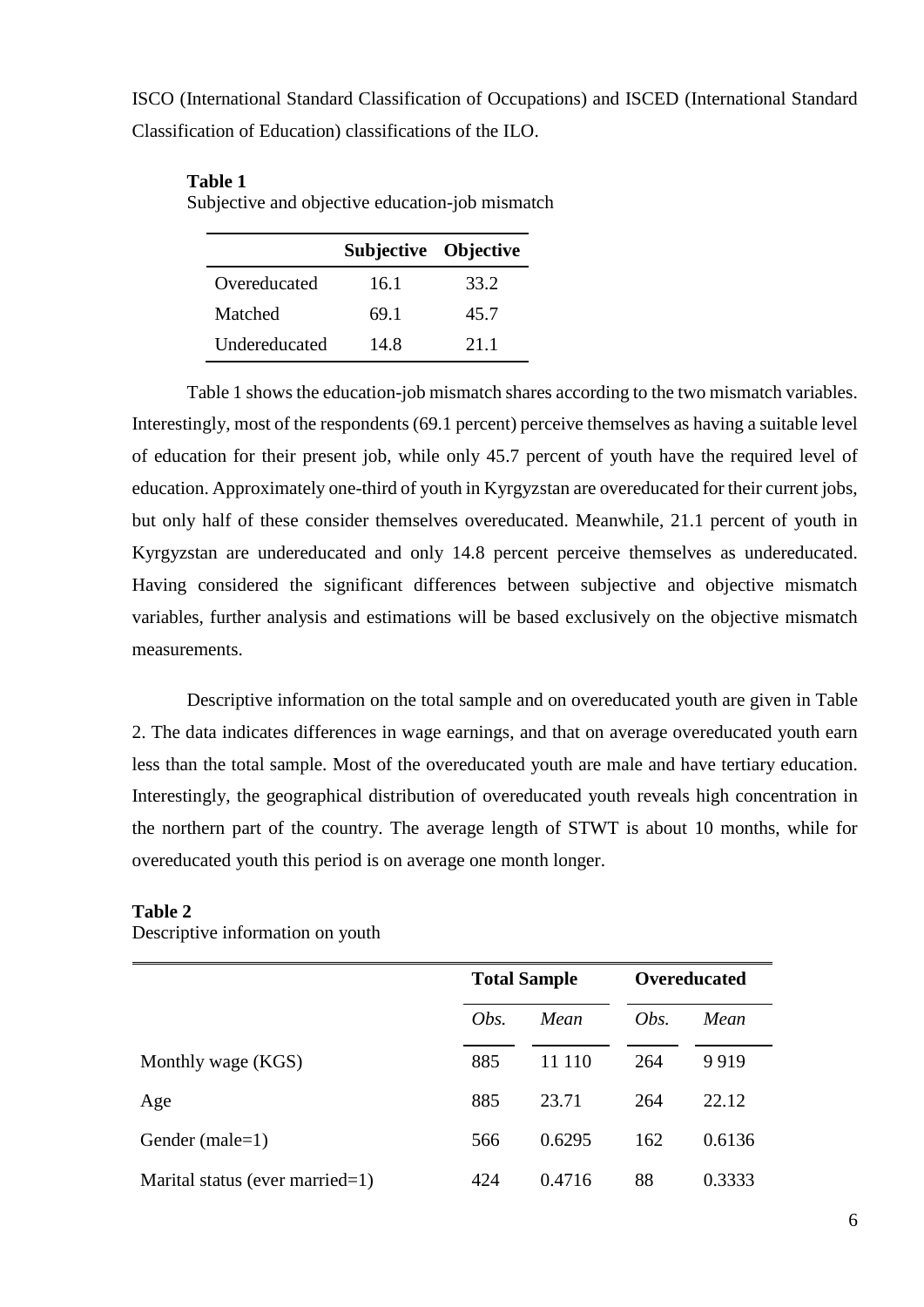ISCO (International Standard Classification of Occupations) and ISCED (International Standard Classification of Education) classifications of the ILO.

**Table 1**
Subjective and objective education-job mismatch

| | **Subjective** | **Objective** |
|---|---|---|
| Overeducated | 16.1 | 33.2 |
| Matched | 69.1 | 45.7 |
| Undereducated | 14.8 | 21.1 |

Table 1 shows the education-job mismatch shares according to the two mismatch variables. Interestingly, most of the respondents (69.1 percent) perceive themselves as having a suitable level of education for their present job, while only 45.7 percent of youth have the required level of education. Approximately one-third of youth in Kyrgyzstan are overeducated for their current jobs, but only half of these consider themselves overeducated. Meanwhile, 21.1 percent of youth in Kyrgyzstan are undereducated and only 14.8 percent perceive themselves as undereducated. Having considered the significant differences between subjective and objective mismatch variables, further analysis and estimations will be based exclusively on the objective mismatch measurements.

Descriptive information on the total sample and on overeducated youth are given in Table 2. The data indicates differences in wage earnings, and that on average overeducated youth earn less than the total sample. Most of the overeducated youth are male and have tertiary education. Interestingly, the geographical distribution of overeducated youth reveals high concentration in the northern part of the country. The average length of STWT is about 10 months, while for overeducated youth this period is on average one month longer.

**Table 2**
Descriptive information on youth

| | **Total Sample** | | **Overeducated** | |
|---|---|---|---|---|
| | *Obs.* | *Mean* | *Obs.* | *Mean* |
| Monthly wage (KGS) | 885 | 11 110 | 264 | 9 919 |
| Age | 885 | 23.71 | 264 | 22.12 |
| Gender (male=1) | 566 | 0.6295 | 162 | 0.6136 |
| Marital status (ever married=1) | 424 | 0.4716 | 88 | 0.3333 |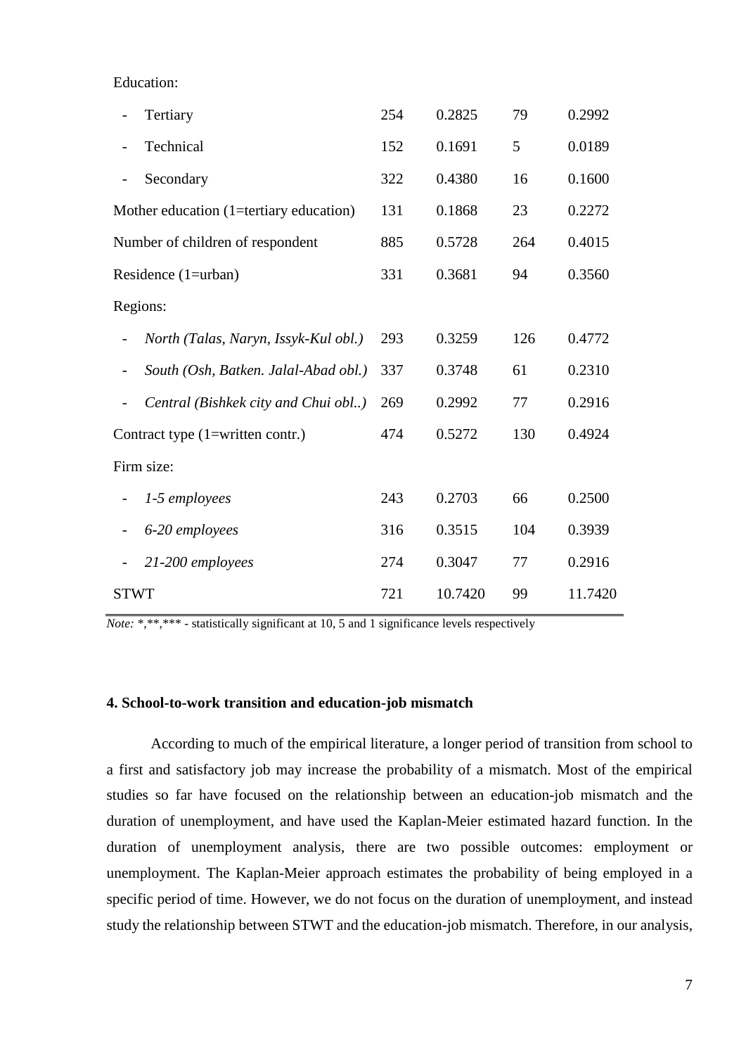| | | | | |
|---|---|---|---|---|
| Education: | | | | |
| - Tertiary | 254 | 0.2825 | 79 | 0.2992 |
| - Technical | 152 | 0.1691 | 5 | 0.0189 |
| - Secondary | 322 | 0.4380 | 16 | 0.1600 |
| Mother education (1=tertiary education) | 131 | 0.1868 | 23 | 0.2272 |
| Number of children of respondent | 885 | 0.5728 | 264 | 0.4015 |
| Residence (1=urban) | 331 | 0.3681 | 94 | 0.3560 |
| Regions: | | | | |
| - *North (Talas, Naryn, Issyk-Kul obl.)* | 293 | 0.3259 | 126 | 0.4772 |
| - *South (Osh, Batken. Jalal-Abad obl.)* | 337 | 0.3748 | 61 | 0.2310 |
| - *Central (Bishkek city and Chui obl..)* | 269 | 0.2992 | 77 | 0.2916 |
| Contract type (1=written contr.) | 474 | 0.5272 | 130 | 0.4924 |
| Firm size: | | | | |
| - *1-5 employees* | 243 | 0.2703 | 66 | 0.2500 |
| - *6-20 employees* | 316 | 0.3515 | 104 | 0.3939 |
| - *21-200 employees* | 274 | 0.3047 | 77 | 0.2916 |
| STWT | 721 | 10.7420 | 99 | 11.7420 |

*Note:* *,**,*** - statistically significant at 10, 5 and 1 significance levels respectively

### 4. School-to-work transition and education-job mismatch

According to much of the empirical literature, a longer period of transition from school to a first and satisfactory job may increase the probability of a mismatch. Most of the empirical studies so far have focused on the relationship between an education-job mismatch and the duration of unemployment, and have used the Kaplan-Meier estimated hazard function. In the duration of unemployment analysis, there are two possible outcomes: employment or unemployment. The Kaplan-Meier approach estimates the probability of being employed in a specific period of time. However, we do not focus on the duration of unemployment, and instead study the relationship between STWT and the education-job mismatch. Therefore, in our analysis,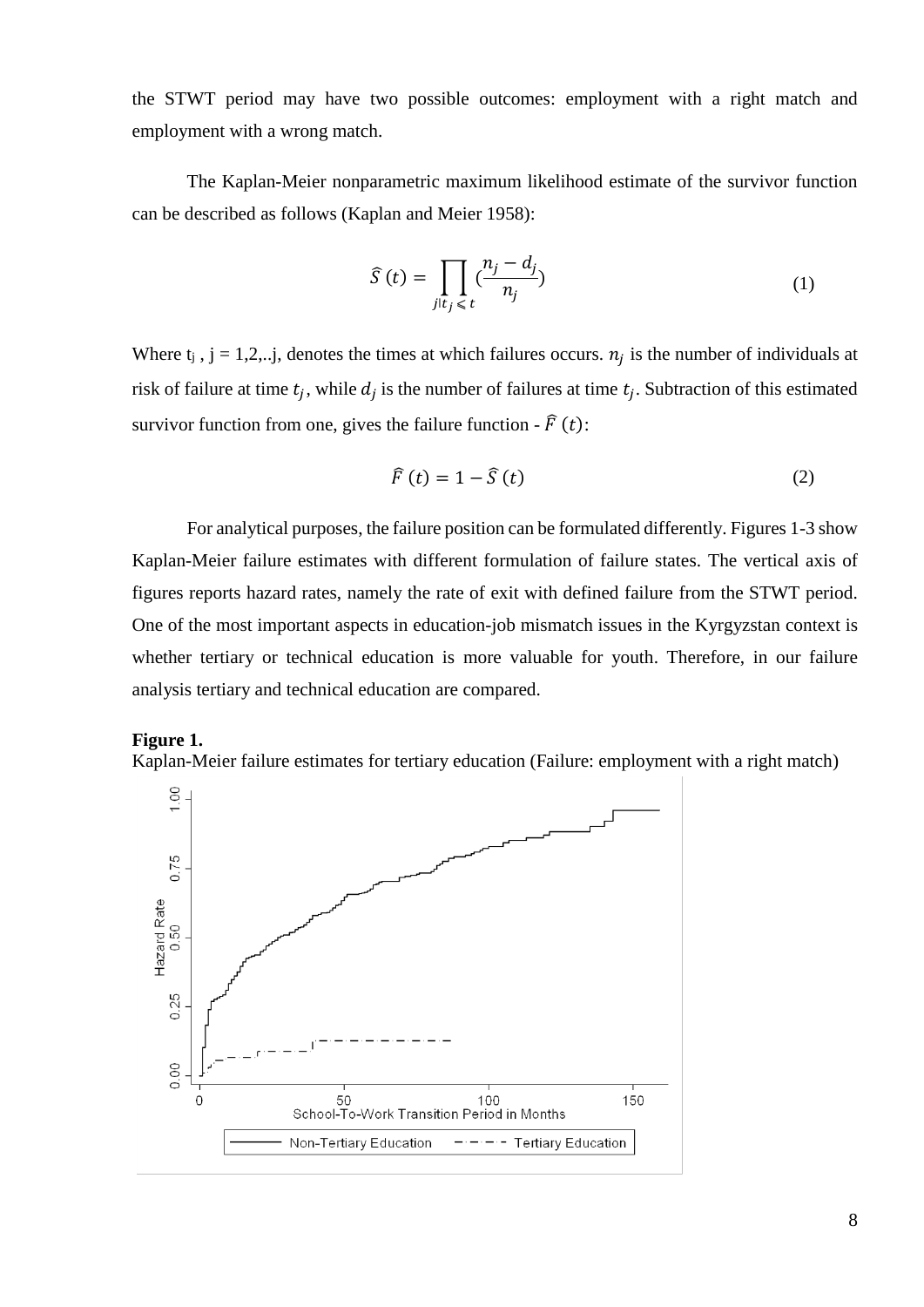the STWT period may have two possible outcomes: employment with a right match and employment with a wrong match.

The Kaplan-Meier nonparametric maximum likelihood estimate of the survivor function can be described as follows (Kaplan and Meier 1958):

$$\widehat{S}\,(t) = \prod_{j|t_j \leqslant t} \left(\frac{n_j - d_j}{n_j}\right) \tag{1}$$

Where $t_j$ , j = 1,2,..j, denotes the times at which failures occurs. $n_j$ is the number of individuals at risk of failure at time $t_j$, while $d_j$ is the number of failures at time $t_j$. Subtraction of this estimated survivor function from one, gives the failure function - $\widehat{F}\,(t)$:

$$\widehat{F}\,(t) = 1 - \widehat{S}\,(t) \tag{2}$$

For analytical purposes, the failure position can be formulated differently. Figures 1-3 show Kaplan-Meier failure estimates with different formulation of failure states. The vertical axis of figures reports hazard rates, namely the rate of exit with defined failure from the STWT period. One of the most important aspects in education-job mismatch issues in the Kyrgyzstan context is whether tertiary or technical education is more valuable for youth. Therefore, in our failure analysis tertiary and technical education are compared.

**Figure 1.**

Kaplan-Meier failure estimates for tertiary education (Failure: employment with a right match)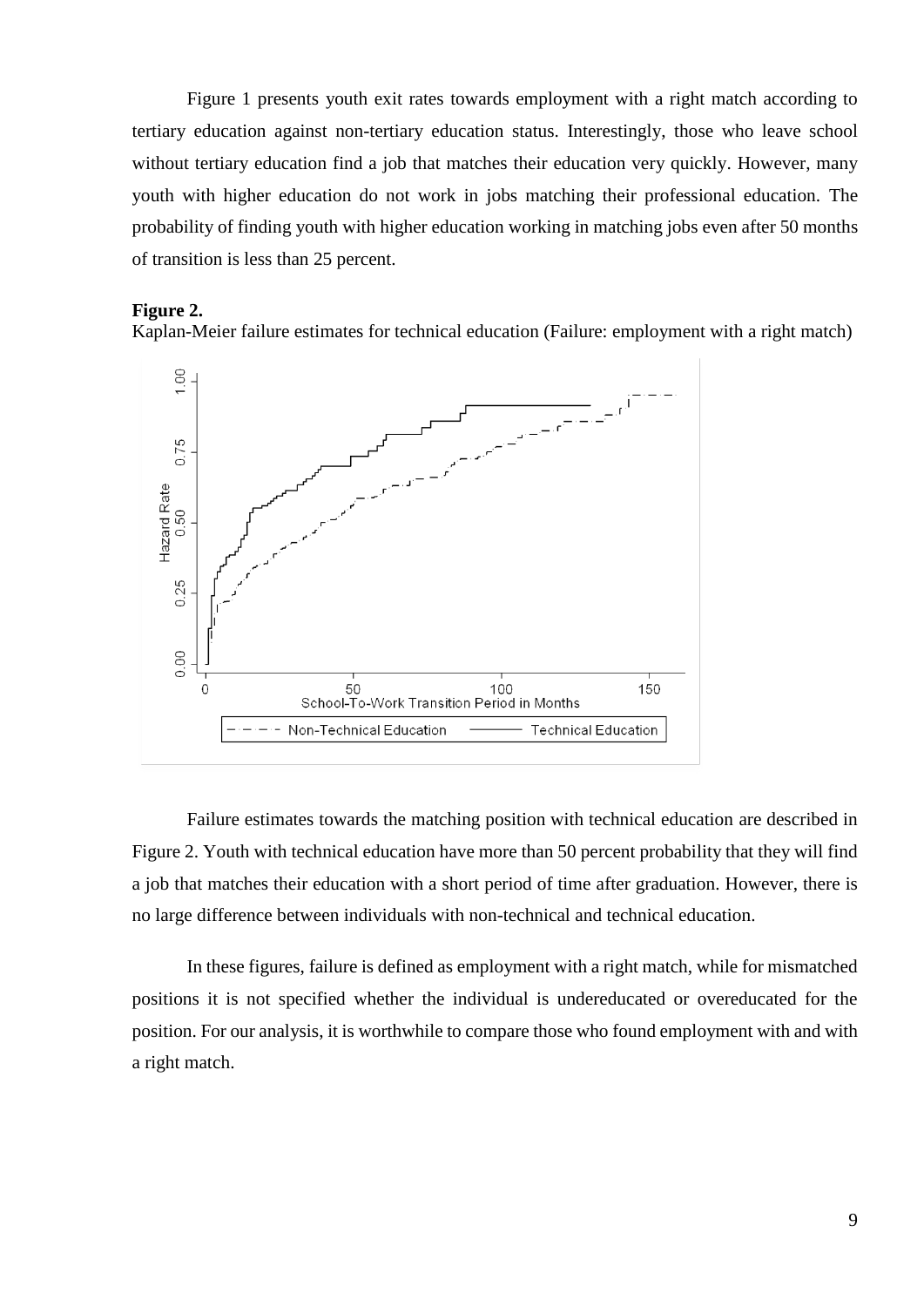Figure 1 presents youth exit rates towards employment with a right match according to tertiary education against non-tertiary education status. Interestingly, those who leave school without tertiary education find a job that matches their education very quickly. However, many youth with higher education do not work in jobs matching their professional education. The probability of finding youth with higher education working in matching jobs even after 50 months of transition is less than 25 percent.

**Figure 2.**
Kaplan-Meier failure estimates for technical education (Failure: employment with a right match)

Failure estimates towards the matching position with technical education are described in Figure 2. Youth with technical education have more than 50 percent probability that they will find a job that matches their education with a short period of time after graduation. However, there is no large difference between individuals with non-technical and technical education.

In these figures, failure is defined as employment with a right match, while for mismatched positions it is not specified whether the individual is undereducated or overeducated for the position. For our analysis, it is worthwhile to compare those who found employment with and with a right match.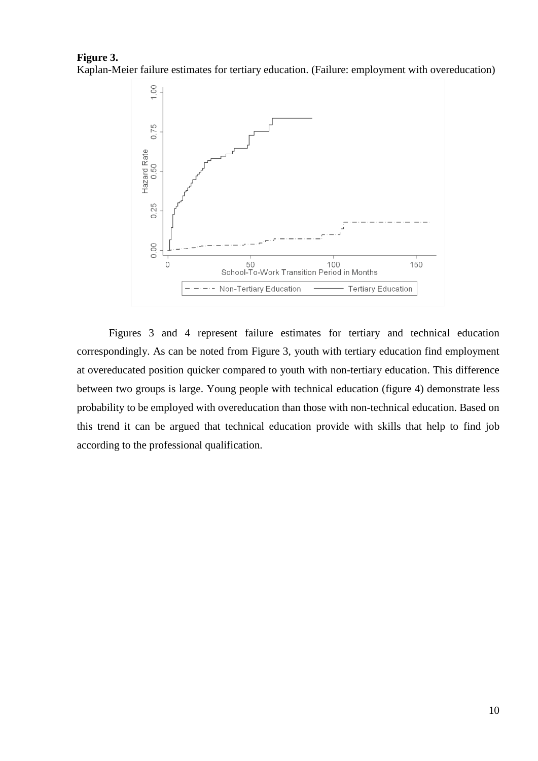**Figure 3.**
Kaplan-Meier failure estimates for tertiary education. (Failure: employment with overeducation)

Figures 3 and 4 represent failure estimates for tertiary and technical education correspondingly. As can be noted from Figure 3, youth with tertiary education find employment at overeducated position quicker compared to youth with non-tertiary education. This difference between two groups is large. Young people with technical education (figure 4) demonstrate less probability to be employed with overeducation than those with non-technical education. Based on this trend it can be argued that technical education provide with skills that help to find job according to the professional qualification.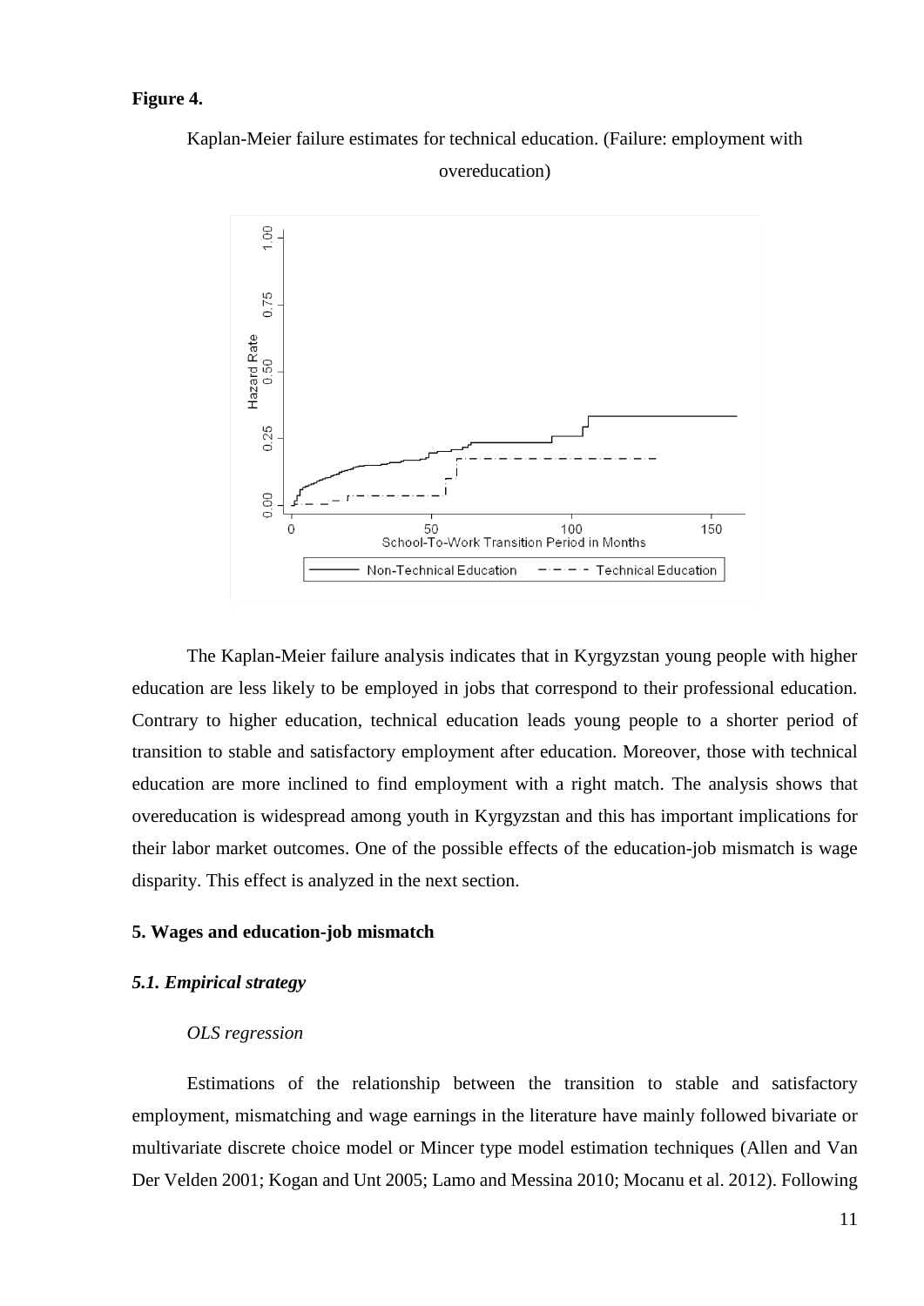**Figure 4.**

Kaplan-Meier failure estimates for technical education. (Failure: employment with overeducation)

The Kaplan-Meier failure analysis indicates that in Kyrgyzstan young people with higher education are less likely to be employed in jobs that correspond to their professional education. Contrary to higher education, technical education leads young people to a shorter period of transition to stable and satisfactory employment after education. Moreover, those with technical education are more inclined to find employment with a right match. The analysis shows that overeducation is widespread among youth in Kyrgyzstan and this has important implications for their labor market outcomes. One of the possible effects of the education-job mismatch is wage disparity. This effect is analyzed in the next section.

## 5. Wages and education-job mismatch

### *5.1. Empirical strategy*

*OLS regression*

Estimations of the relationship between the transition to stable and satisfactory employment, mismatching and wage earnings in the literature have mainly followed bivariate or multivariate discrete choice model or Mincer type model estimation techniques (Allen and Van Der Velden 2001; Kogan and Unt 2005; Lamo and Messina 2010; Mocanu et al. 2012). Following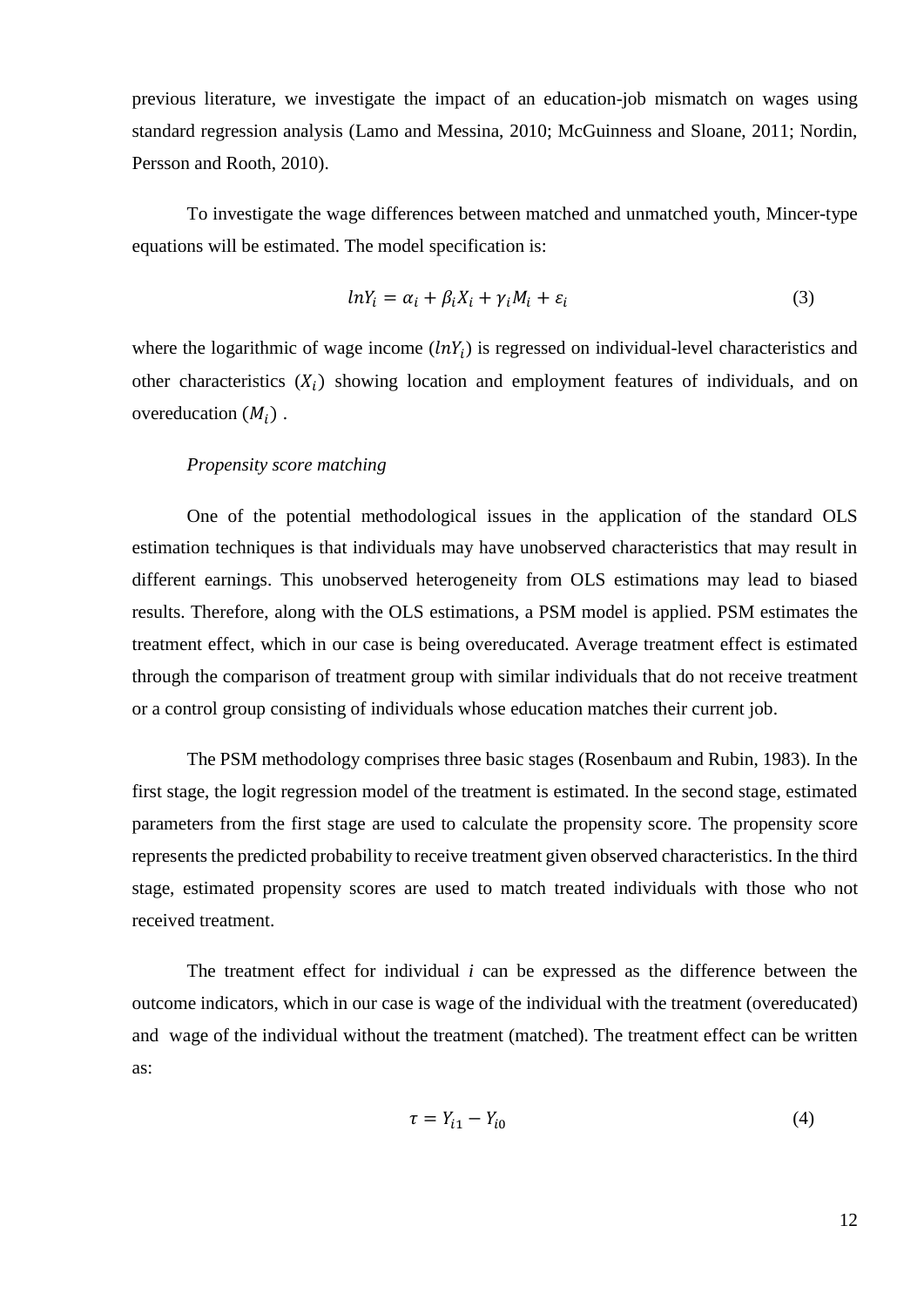previous literature, we investigate the impact of an education-job mismatch on wages using standard regression analysis (Lamo and Messina, 2010; McGuinness and Sloane, 2011; Nordin, Persson and Rooth, 2010).

To investigate the wage differences between matched and unmatched youth, Mincer-type equations will be estimated. The model specification is:

$$lnY_i = \alpha_i + \beta_i X_i + \gamma_i M_i + \varepsilon_i \tag{3}$$

where the logarithmic of wage income ($lnY_i$) is regressed on individual-level characteristics and other characteristics ($X_i$) showing location and employment features of individuals, and on overeducation ($M_i$) .

*Propensity score matching*

One of the potential methodological issues in the application of the standard OLS estimation techniques is that individuals may have unobserved characteristics that may result in different earnings. This unobserved heterogeneity from OLS estimations may lead to biased results. Therefore, along with the OLS estimations, a PSM model is applied. PSM estimates the treatment effect, which in our case is being overeducated. Average treatment effect is estimated through the comparison of treatment group with similar individuals that do not receive treatment or a control group consisting of individuals whose education matches their current job.

The PSM methodology comprises three basic stages (Rosenbaum and Rubin, 1983). In the first stage, the logit regression model of the treatment is estimated. In the second stage, estimated parameters from the first stage are used to calculate the propensity score. The propensity score represents the predicted probability to receive treatment given observed characteristics. In the third stage, estimated propensity scores are used to match treated individuals with those who not received treatment.

The treatment effect for individual *i* can be expressed as the difference between the outcome indicators, which in our case is wage of the individual with the treatment (overeducated) and wage of the individual without the treatment (matched). The treatment effect can be written as:

$$\tau = Y_{i1} - Y_{i0} \tag{4}$$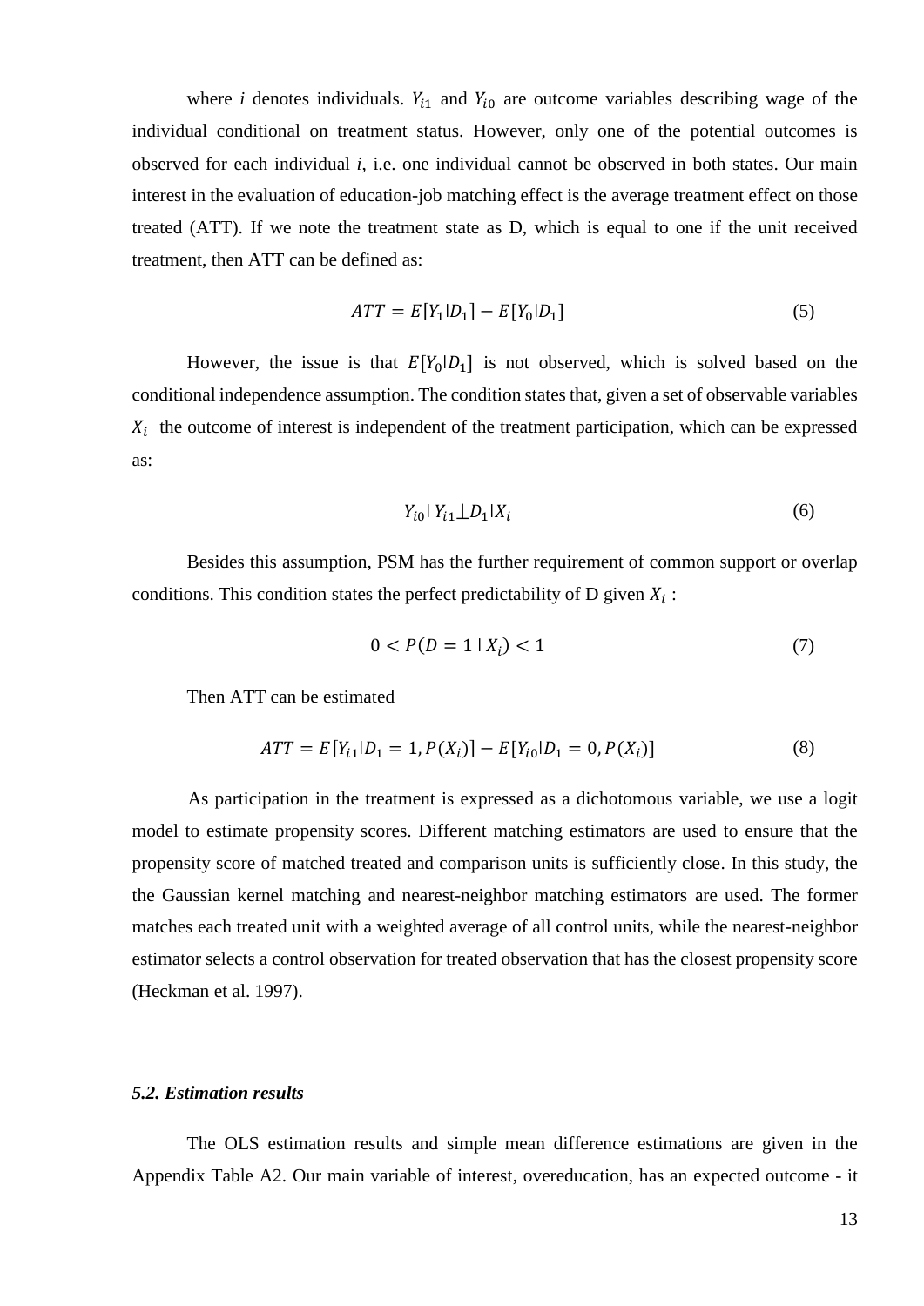where *i* denotes individuals. $Y_{i1}$ and $Y_{i0}$ are outcome variables describing wage of the individual conditional on treatment status. However, only one of the potential outcomes is observed for each individual *i*, i.e. one individual cannot be observed in both states. Our main interest in the evaluation of education-job matching effect is the average treatment effect on those treated (ATT). If we note the treatment state as D, which is equal to one if the unit received treatment, then ATT can be defined as:

$$ATT = E[Y_1 | D_1] - E[Y_0 | D_1] \tag{5}$$

However, the issue is that $E[Y_0 | D_1]$ is not observed, which is solved based on the conditional independence assumption. The condition states that, given a set of observable variables $X_i$ the outcome of interest is independent of the treatment participation, which can be expressed as:

$$Y_{i0} | Y_{i1} \perp D_1 | X_i \tag{6}$$

Besides this assumption, PSM has the further requirement of common support or overlap conditions. This condition states the perfect predictability of D given $X_i$ :

$$0 < P(D = 1 \mid X_i) < 1 \tag{7}$$

Then ATT can be estimated

$$ATT = E[Y_{i1} | D_1 = 1, P(X_i)] - E[Y_{i0} | D_1 = 0, P(X_i)] \tag{8}$$

As participation in the treatment is expressed as a dichotomous variable, we use a logit model to estimate propensity scores. Different matching estimators are used to ensure that the propensity score of matched treated and comparison units is sufficiently close. In this study, the the Gaussian kernel matching and nearest-neighbor matching estimators are used. The former matches each treated unit with a weighted average of all control units, while the nearest-neighbor estimator selects a control observation for treated observation that has the closest propensity score (Heckman et al. 1997).

### *5.2. Estimation results*

The OLS estimation results and simple mean difference estimations are given in the Appendix Table A2. Our main variable of interest, overeducation, has an expected outcome - it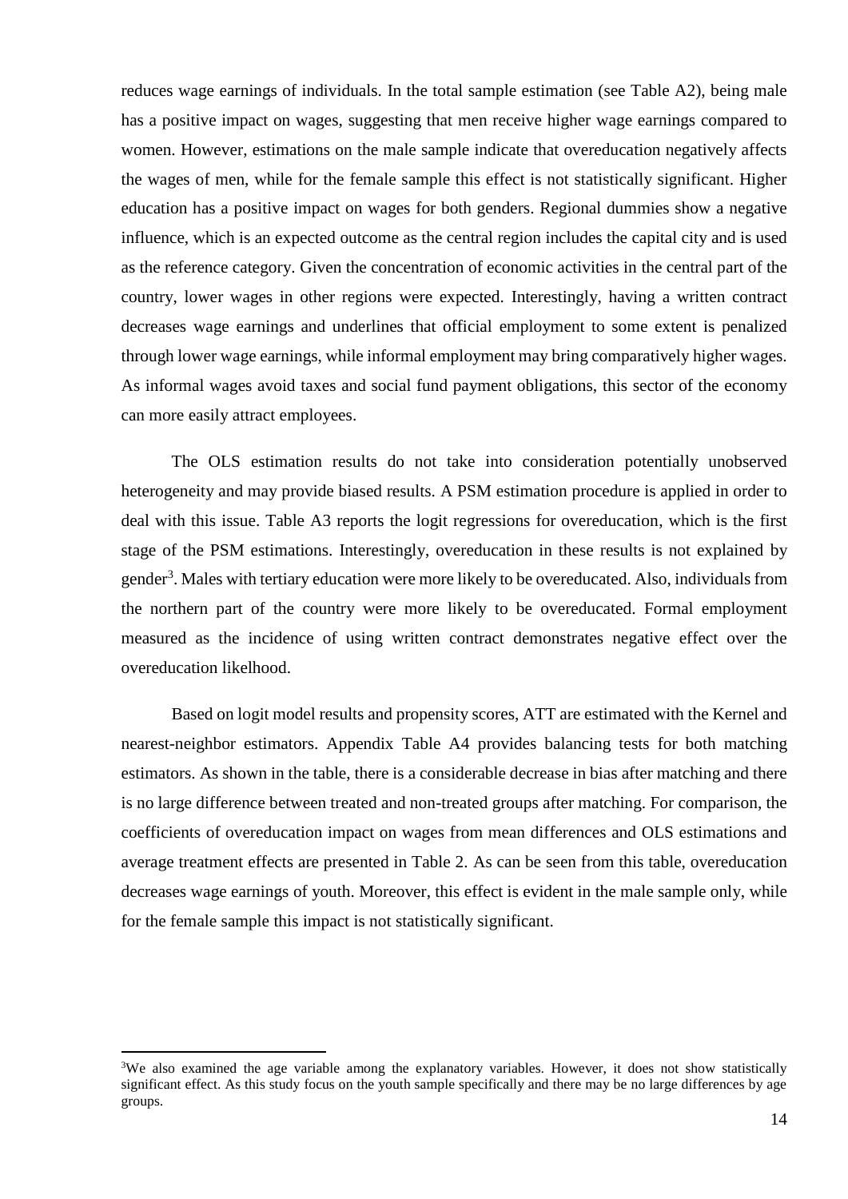reduces wage earnings of individuals. In the total sample estimation (see Table A2), being male has a positive impact on wages, suggesting that men receive higher wage earnings compared to women. However, estimations on the male sample indicate that overeducation negatively affects the wages of men, while for the female sample this effect is not statistically significant. Higher education has a positive impact on wages for both genders. Regional dummies show a negative influence, which is an expected outcome as the central region includes the capital city and is used as the reference category. Given the concentration of economic activities in the central part of the country, lower wages in other regions were expected. Interestingly, having a written contract decreases wage earnings and underlines that official employment to some extent is penalized through lower wage earnings, while informal employment may bring comparatively higher wages. As informal wages avoid taxes and social fund payment obligations, this sector of the economy can more easily attract employees.

The OLS estimation results do not take into consideration potentially unobserved heterogeneity and may provide biased results. A PSM estimation procedure is applied in order to deal with this issue. Table A3 reports the logit regressions for overeducation, which is the first stage of the PSM estimations. Interestingly, overeducation in these results is not explained by gender[3]. Males with tertiary education were more likely to be overeducated. Also, individuals from the northern part of the country were more likely to be overeducated. Formal employment measured as the incidence of using written contract demonstrates negative effect over the overeducation likelihood.

Based on logit model results and propensity scores, ATT are estimated with the Kernel and nearest-neighbor estimators. Appendix Table A4 provides balancing tests for both matching estimators. As shown in the table, there is a considerable decrease in bias after matching and there is no large difference between treated and non-treated groups after matching. For comparison, the coefficients of overeducation impact on wages from mean differences and OLS estimations and average treatment effects are presented in Table 2. As can be seen from this table, overeducation decreases wage earnings of youth. Moreover, this effect is evident in the male sample only, while for the female sample this impact is not statistically significant.

---

[3]We also examined the age variable among the explanatory variables. However, it does not show statistically significant effect. As this study focus on the youth sample specifically and there may be no large differences by age groups.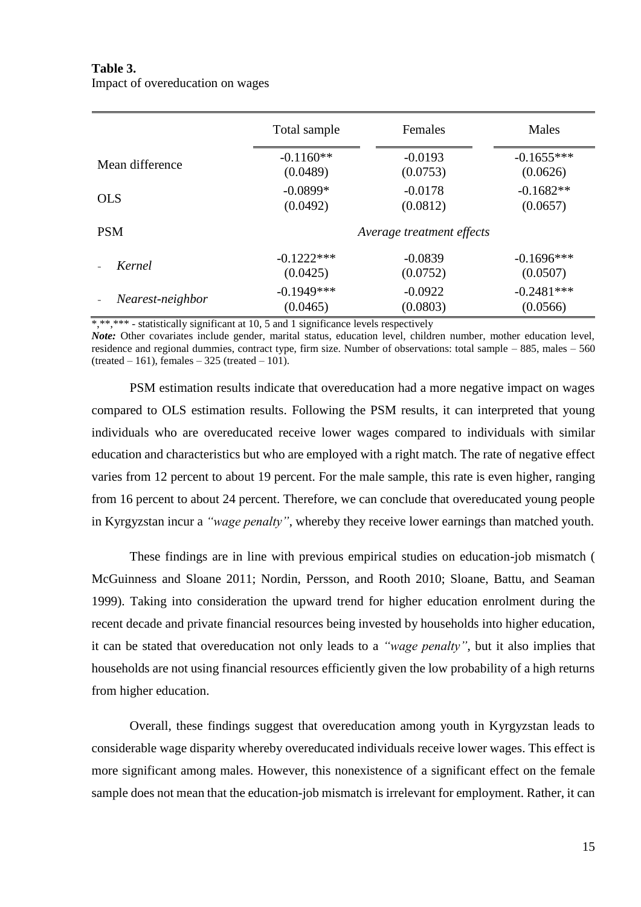**Table 3.**
Impact of overeducation on wages

| | Total sample | Females | Males |
|---|---|---|---|
| Mean difference | -0.1160**<br>(0.0489) | -0.0193<br>(0.0753) | -0.1655***<br>(0.0626) |
| OLS | -0.0899*<br>(0.0492) | -0.0178<br>(0.0812) | -0.1682**<br>(0.0657) |
| PSM | | *Average treatment effects* | |
| - *Kernel* | -0.1222***<br>(0.0425) | -0.0839<br>(0.0752) | -0.1696***<br>(0.0507) |
| - *Nearest-neighbor* | -0.1949***<br>(0.0465) | -0.0922<br>(0.0803) | -0.2481***<br>(0.0566) |

*,**,*** - statistically significant at 10, 5 and 1 significance levels respectively

***Note:*** Other covariates include gender, marital status, education level, children number, mother education level, residence and regional dummies, contract type, firm size. Number of observations: total sample – 885, males – 560 (treated – 161), females – 325 (treated – 101).

PSM estimation results indicate that overeducation had a more negative impact on wages compared to OLS estimation results. Following the PSM results, it can interpreted that young individuals who are overeducated receive lower wages compared to individuals with similar education and characteristics but who are employed with a right match. The rate of negative effect varies from 12 percent to about 19 percent. For the male sample, this rate is even higher, ranging from 16 percent to about 24 percent. Therefore, we can conclude that overeducated young people in Kyrgyzstan incur a *"wage penalty"*, whereby they receive lower earnings than matched youth.

These findings are in line with previous empirical studies on education-job mismatch ( McGuinness and Sloane 2011; Nordin, Persson, and Rooth 2010; Sloane, Battu, and Seaman 1999). Taking into consideration the upward trend for higher education enrolment during the recent decade and private financial resources being invested by households into higher education, it can be stated that overeducation not only leads to a *"wage penalty"*, but it also implies that households are not using financial resources efficiently given the low probability of a high returns from higher education.

Overall, these findings suggest that overeducation among youth in Kyrgyzstan leads to considerable wage disparity whereby overeducated individuals receive lower wages. This effect is more significant among males. However, this nonexistence of a significant effect on the female sample does not mean that the education-job mismatch is irrelevant for employment. Rather, it can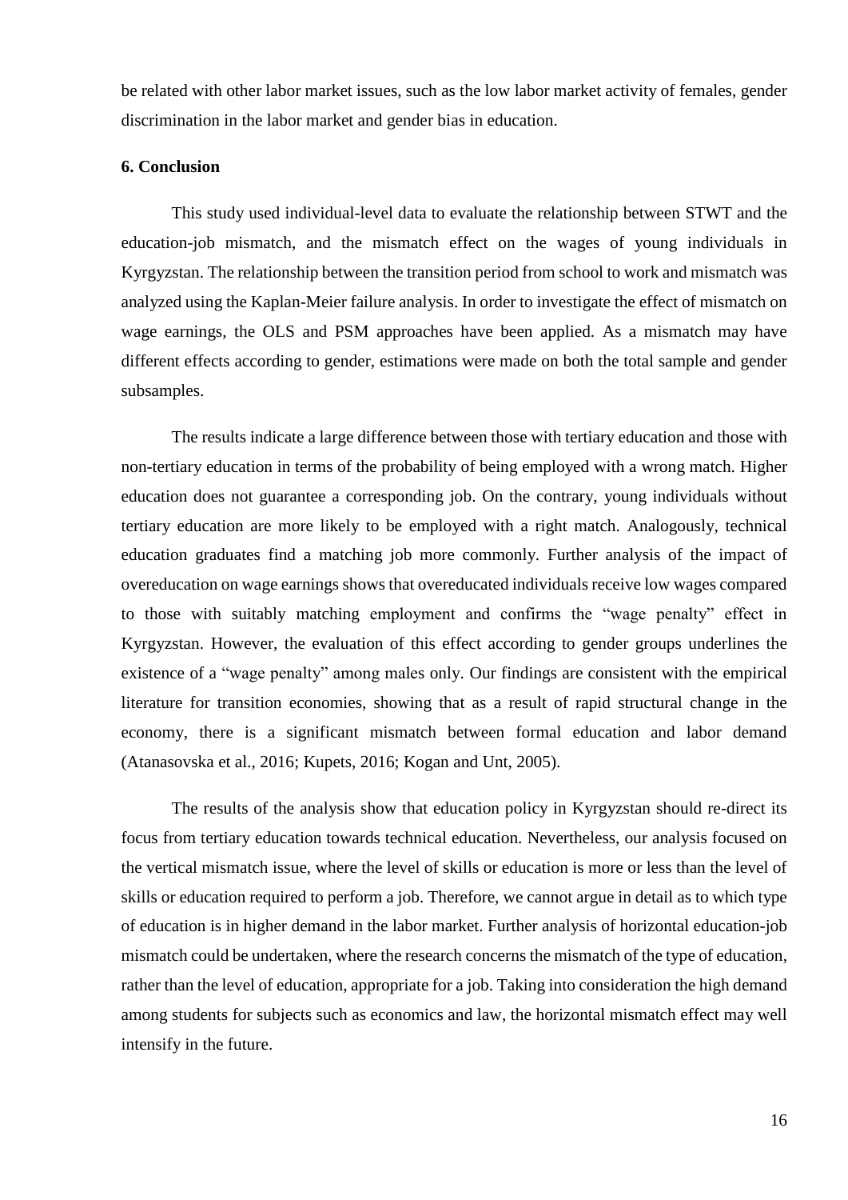be related with other labor market issues, such as the low labor market activity of females, gender discrimination in the labor market and gender bias in education.

## 6. Conclusion

This study used individual-level data to evaluate the relationship between STWT and the education-job mismatch, and the mismatch effect on the wages of young individuals in Kyrgyzstan. The relationship between the transition period from school to work and mismatch was analyzed using the Kaplan-Meier failure analysis. In order to investigate the effect of mismatch on wage earnings, the OLS and PSM approaches have been applied. As a mismatch may have different effects according to gender, estimations were made on both the total sample and gender subsamples.

The results indicate a large difference between those with tertiary education and those with non-tertiary education in terms of the probability of being employed with a wrong match. Higher education does not guarantee a corresponding job. On the contrary, young individuals without tertiary education are more likely to be employed with a right match. Analogously, technical education graduates find a matching job more commonly. Further analysis of the impact of overeducation on wage earnings shows that overeducated individuals receive low wages compared to those with suitably matching employment and confirms the "wage penalty" effect in Kyrgyzstan. However, the evaluation of this effect according to gender groups underlines the existence of a "wage penalty" among males only. Our findings are consistent with the empirical literature for transition economies, showing that as a result of rapid structural change in the economy, there is a significant mismatch between formal education and labor demand (Atanasovska et al., 2016; Kupets, 2016; Kogan and Unt, 2005).

The results of the analysis show that education policy in Kyrgyzstan should re-direct its focus from tertiary education towards technical education. Nevertheless, our analysis focused on the vertical mismatch issue, where the level of skills or education is more or less than the level of skills or education required to perform a job. Therefore, we cannot argue in detail as to which type of education is in higher demand in the labor market. Further analysis of horizontal education-job mismatch could be undertaken, where the research concerns the mismatch of the type of education, rather than the level of education, appropriate for a job. Taking into consideration the high demand among students for subjects such as economics and law, the horizontal mismatch effect may well intensify in the future.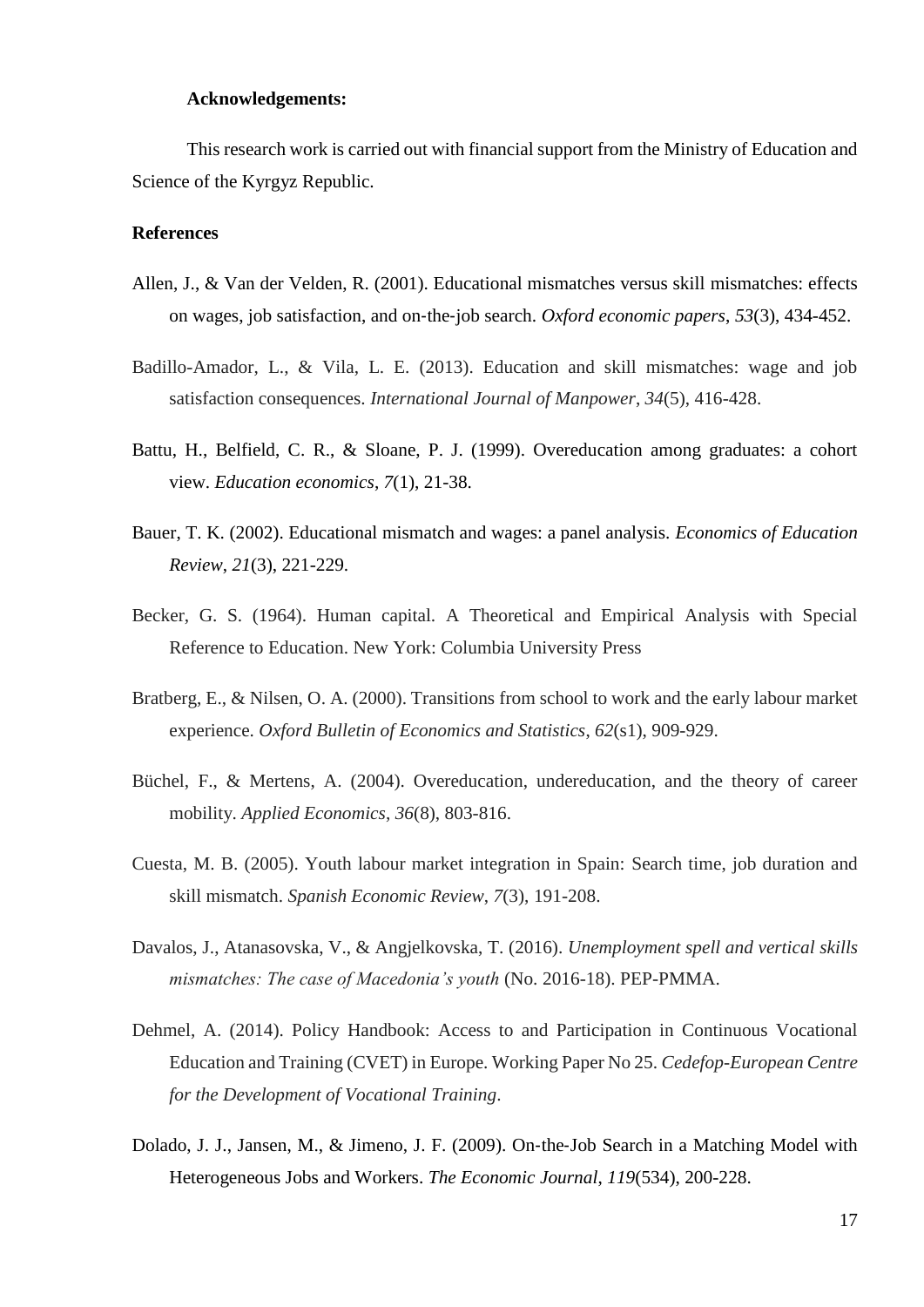**Acknowledgements:**

This research work is carried out with financial support from the Ministry of Education and Science of the Kyrgyz Republic.

**References**

Allen, J., & Van der Velden, R. (2001). Educational mismatches versus skill mismatches: effects on wages, job satisfaction, and on-the-job search. *Oxford economic papers*, *53*(3), 434-452.

Badillo-Amador, L., & Vila, L. E. (2013). Education and skill mismatches: wage and job satisfaction consequences. *International Journal of Manpower*, *34*(5), 416-428.

Battu, H., Belfield, C. R., & Sloane, P. J. (1999). Overeducation among graduates: a cohort view. *Education economics*, *7*(1), 21-38.

Bauer, T. K. (2002). Educational mismatch and wages: a panel analysis. *Economics of Education Review*, *21*(3), 221-229.

Becker, G. S. (1964). Human capital. A Theoretical and Empirical Analysis with Special Reference to Education. New York: Columbia University Press

Bratberg, E., & Nilsen, O. A. (2000). Transitions from school to work and the early labour market experience. *Oxford Bulletin of Economics and Statistics*, *62*(s1), 909-929.

Büchel, F., & Mertens, A. (2004). Overeducation, undereducation, and the theory of career mobility. *Applied Economics*, *36*(8), 803-816.

Cuesta, M. B. (2005). Youth labour market integration in Spain: Search time, job duration and skill mismatch. *Spanish Economic Review*, *7*(3), 191-208.

Davalos, J., Atanasovska, V., & Angjelkovska, T. (2016). *Unemployment spell and vertical skills mismatches: The case of Macedonia's youth* (No. 2016-18). PEP-PMMA.

Dehmel, A. (2014). Policy Handbook: Access to and Participation in Continuous Vocational Education and Training (CVET) in Europe. Working Paper No 25. *Cedefop-European Centre for the Development of Vocational Training*.

Dolado, J. J., Jansen, M., & Jimeno, J. F. (2009). On‐the‐Job Search in a Matching Model with Heterogeneous Jobs and Workers. *The Economic Journal*, *119*(534), 200-228.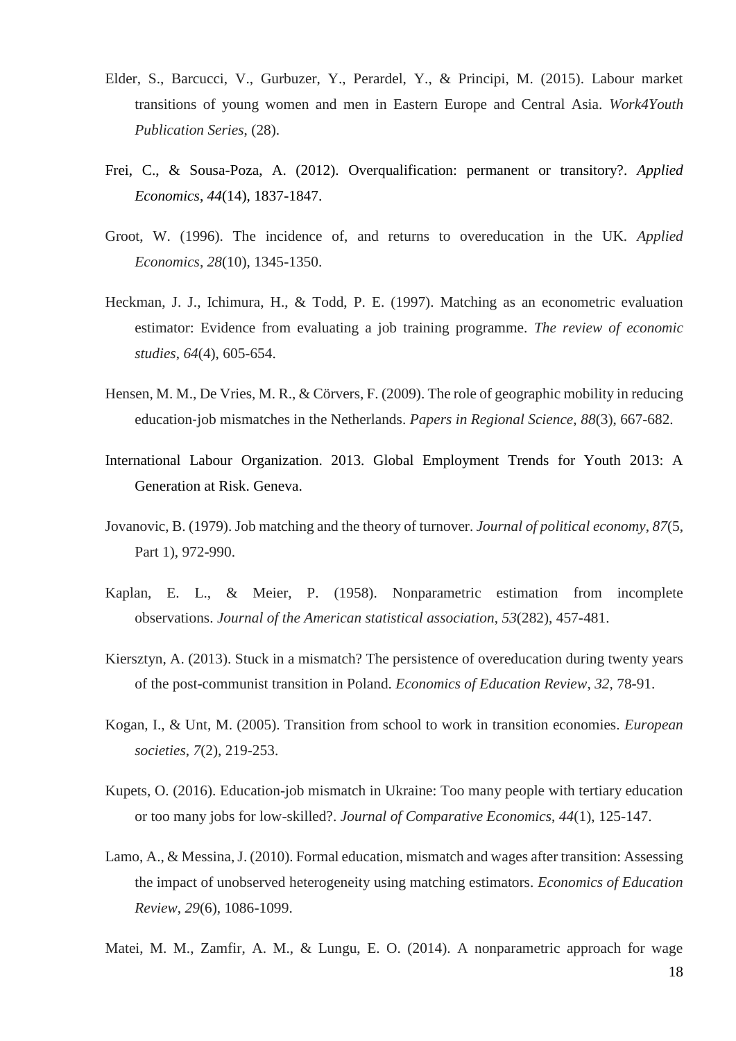Elder, S., Barcucci, V., Gurbuzer, Y., Perardel, Y., & Principi, M. (2015). Labour market transitions of young women and men in Eastern Europe and Central Asia. *Work4Youth Publication Series*, (28).

Frei, C., & Sousa-Poza, A. (2012). Overqualification: permanent or transitory?. *Applied Economics*, *44*(14), 1837-1847.

Groot, W. (1996). The incidence of, and returns to overeducation in the UK. *Applied Economics*, *28*(10), 1345-1350.

Heckman, J. J., Ichimura, H., & Todd, P. E. (1997). Matching as an econometric evaluation estimator: Evidence from evaluating a job training programme. *The review of economic studies*, *64*(4), 605-654.

Hensen, M. M., De Vries, M. R., & Cörvers, F. (2009). The role of geographic mobility in reducing education-job mismatches in the Netherlands. *Papers in Regional Science*, *88*(3), 667-682.

International Labour Organization. 2013. Global Employment Trends for Youth 2013: A Generation at Risk. Geneva.

Jovanovic, B. (1979). Job matching and the theory of turnover. *Journal of political economy*, *87*(5, Part 1), 972-990.

Kaplan, E. L., & Meier, P. (1958). Nonparametric estimation from incomplete observations. *Journal of the American statistical association*, *53*(282), 457-481.

Kiersztyn, A. (2013). Stuck in a mismatch? The persistence of overeducation during twenty years of the post-communist transition in Poland. *Economics of Education Review*, *32*, 78-91.

Kogan, I., & Unt, M. (2005). Transition from school to work in transition economies. *European societies*, *7*(2), 219-253.

Kupets, O. (2016). Education-job mismatch in Ukraine: Too many people with tertiary education or too many jobs for low-skilled?. *Journal of Comparative Economics*, *44*(1), 125-147.

Lamo, A., & Messina, J. (2010). Formal education, mismatch and wages after transition: Assessing the impact of unobserved heterogeneity using matching estimators. *Economics of Education Review*, *29*(6), 1086-1099.

Matei, M. M., Zamfir, A. M., & Lungu, E. O. (2014). A nonparametric approach for wage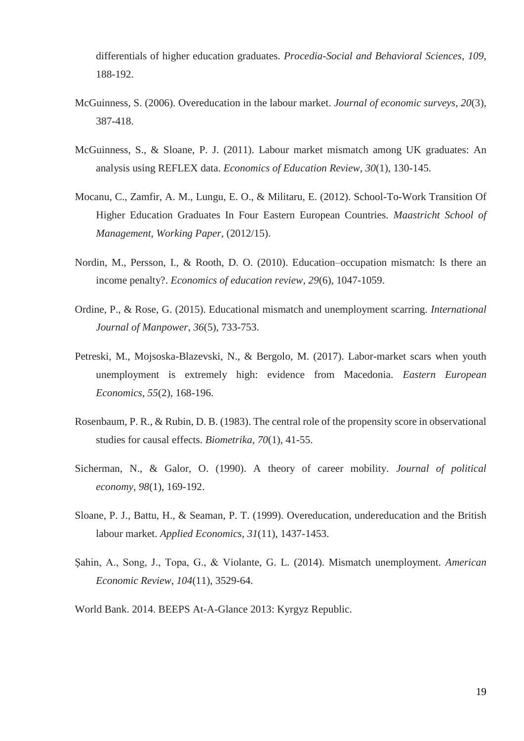differentials of higher education graduates. *Procedia-Social and Behavioral Sciences*, *109*, 188-192.

McGuinness, S. (2006). Overeducation in the labour market. *Journal of economic surveys*, *20*(3), 387-418.

McGuinness, S., & Sloane, P. J. (2011). Labour market mismatch among UK graduates: An analysis using REFLEX data. *Economics of Education Review*, *30*(1), 130-145.

Mocanu, C., Zamfir, A. M., Lungu, E. O., & Militaru, E. (2012). School-To-Work Transition Of Higher Education Graduates In Four Eastern European Countries. *Maastricht School of Management, Working Paper*, (2012/15).

Nordin, M., Persson, I., & Rooth, D. O. (2010). Education–occupation mismatch: Is there an income penalty?. *Economics of education review*, *29*(6), 1047-1059.

Ordine, P., & Rose, G. (2015). Educational mismatch and unemployment scarring. *International Journal of Manpower*, *36*(5), 733-753.

Petreski, M., Mojsoska-Blazevski, N., & Bergolo, M. (2017). Labor-market scars when youth unemployment is extremely high: evidence from Macedonia. *Eastern European Economics*, *55*(2), 168-196.

Rosenbaum, P. R., & Rubin, D. B. (1983). The central role of the propensity score in observational studies for causal effects. *Biometrika*, *70*(1), 41-55.

Sicherman, N., & Galor, O. (1990). A theory of career mobility. *Journal of political economy*, *98*(1), 169-192.

Sloane, P. J., Battu, H., & Seaman, P. T. (1999). Overeducation, undereducation and the British labour market. *Applied Economics*, *31*(11), 1437-1453.

Şahin, A., Song, J., Topa, G., & Violante, G. L. (2014). Mismatch unemployment. *American Economic Review*, *104*(11), 3529-64.

World Bank. 2014. BEEPS At-A-Glance 2013: Kyrgyz Republic.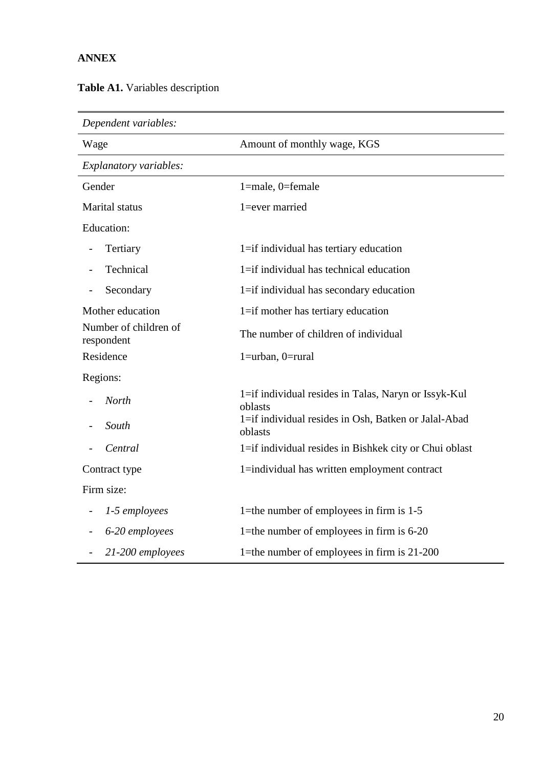**ANNEX**

**Table A1.** Variables description

| | |
|---|---|
| *Dependent variables:* | |
| Wage | Amount of monthly wage, KGS |
| *Explanatory variables:* | |
| Gender | 1=male, 0=female |
| Marital status | 1=ever married |
| Education: | |
| - Tertiary | 1=if individual has tertiary education |
| - Technical | 1=if individual has technical education |
| - Secondary | 1=if individual has secondary education |
| Mother education | 1=if mother has tertiary education |
| Number of children of respondent | The number of children of individual |
| Residence | 1=urban, 0=rural |
| Regions: | |
| - *North* | 1=if individual resides in Talas, Naryn or Issyk-Kul oblasts |
| - *South* | 1=if individual resides in Osh, Batken or Jalal-Abad oblasts |
| - *Central* | 1=if individual resides in Bishkek city or Chui oblast |
| Contract type | 1=individual has written employment contract |
| Firm size: | |
| - *1-5 employees* | 1=the number of employees in firm is 1-5 |
| - *6-20 employees* | 1=the number of employees in firm is 6-20 |
| - *21-200 employees* | 1=the number of employees in firm is 21-200 |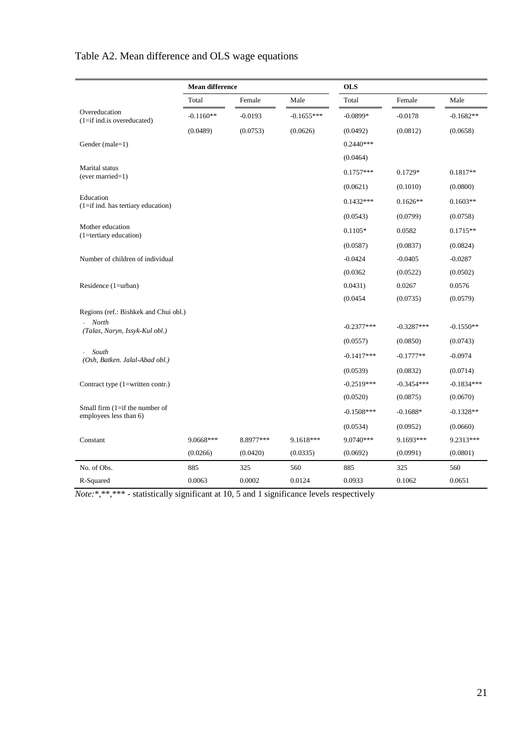# Table A2. Mean difference and OLS wage equations

| | Mean difference | | | OLS | | |
|---|---|---|---|---|---|---|
| | Total | Female | Male | Total | Female | Male |
| Overeducation (1=if ind.is overeducated) | -0.1160** | -0.0193 | -0.1655*** | -0.0899* | -0.0178 | -0.1682** |
| | (0.0489) | (0.0753) | (0.0626) | (0.0492) | (0.0812) | (0.0658) |
| Gender (male=1) | | | | 0.2440*** | | |
| | | | | (0.0464) | | |
| Marital status (ever married=1) | | | | 0.1757*** | 0.1729* | 0.1817** |
| | | | | (0.0621) | (0.1010) | (0.0800) |
| Education (1=if ind. has tertiary education) | | | | 0.1432*** | 0.1626** | 0.1603** |
| | | | | (0.0543) | (0.0799) | (0.0758) |
| Mother education (1=tertiary education) | | | | 0.1105* | 0.0582 | 0.1715** |
| | | | | (0.0587) | (0.0837) | (0.0824) |
| Number of children of individual | | | | -0.0424 | -0.0405 | -0.0287 |
| | | | | (0.0362 | (0.0522) | (0.0502) |
| Residence (1=urban) | | | | 0.0431) | 0.0267 | 0.0576 |
| | | | | (0.0454 | (0.0735) | (0.0579) |
| Regions (ref.: Bishkek and Chui obl.) | | | | | | |
| - *North (Talas, Naryn, Issyk-Kul obl.)* | | | | -0.2377*** | -0.3287*** | -0.1550** |
| | | | | (0.0557) | (0.0850) | (0.0743) |
| - *South (Osh, Batken. Jalal-Abad obl.)* | | | | -0.1417*** | -0.1777** | -0.0974 |
| | | | | (0.0539) | (0.0832) | (0.0714) |
| Contract type (1=written contr.) | | | | -0.2519*** | -0.3454*** | -0.1834*** |
| | | | | (0.0520) | (0.0875) | (0.0670) |
| Small firm (1=if the number of employees less than 6) | | | | -0.1508*** | -0.1688* | -0.1328** |
| | | | | (0.0534) | (0.0952) | (0.0660) |
| Constant | 9.0668*** | 8.8977*** | 9.1618*** | 9.0740*** | 9.1693*** | 9.2313*** |
| | (0.0266) | (0.0420) | (0.0335) | (0.0692) | (0.0991) | (0.0801) |
| No. of Obs. | 885 | 325 | 560 | 885 | 325 | 560 |
| R-Squared | 0.0063 | 0.0002 | 0.0124 | 0.0933 | 0.1062 | 0.0651 |

*Note:**,**,*** - statistically significant at 10, 5 and 1 significance levels respectively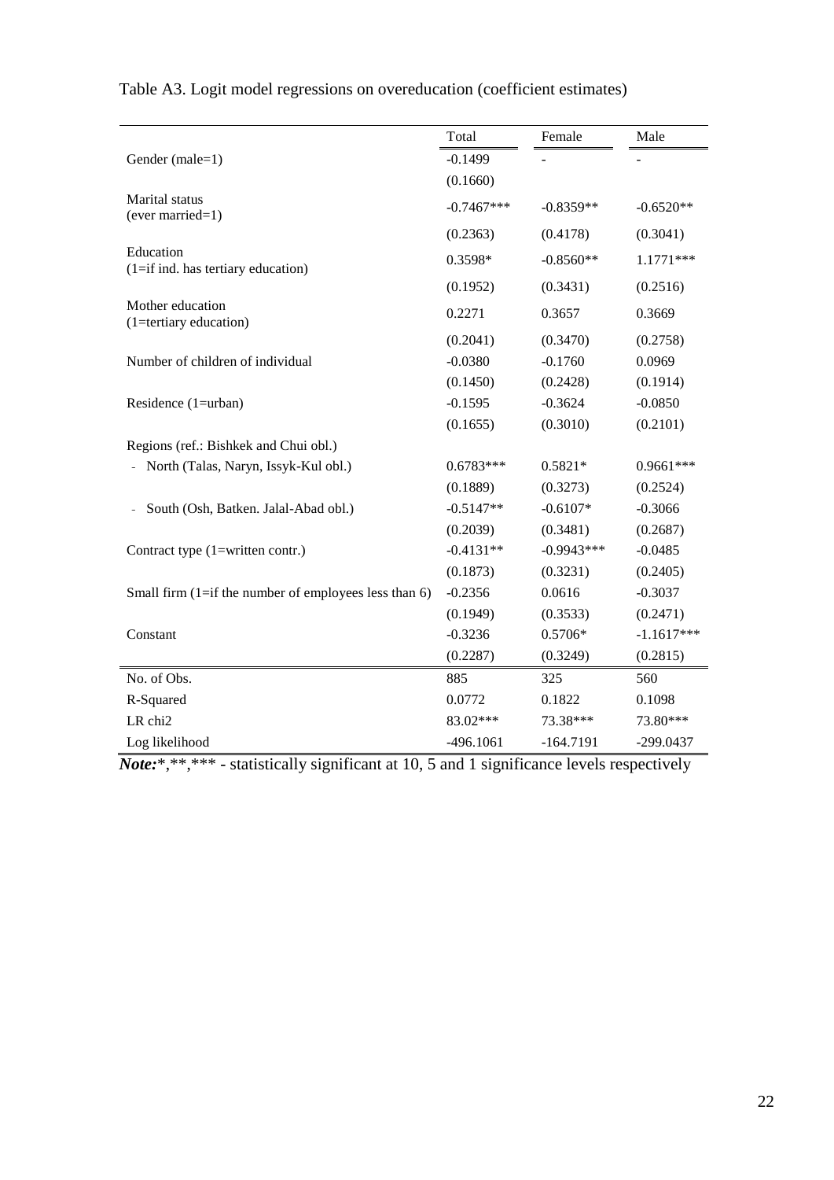Table A3. Logit model regressions on overeducation (coefficient estimates)

| | Total | Female | Male |
|---|---|---|---|
| Gender (male=1) | -0.1499 | - | - |
| | (0.1660) | | |
| Marital status (ever married=1) | -0.7467*** | -0.8359** | -0.6520** |
| | (0.2363) | (0.4178) | (0.3041) |
| Education (1=if ind. has tertiary education) | 0.3598* | -0.8560** | 1.1771*** |
| | (0.1952) | (0.3431) | (0.2516) |
| Mother education (1=tertiary education) | 0.2271 | 0.3657 | 0.3669 |
| | (0.2041) | (0.3470) | (0.2758) |
| Number of children of individual | -0.0380 | -0.1760 | 0.0969 |
| | (0.1450) | (0.2428) | (0.1914) |
| Residence (1=urban) | -0.1595 | -0.3624 | -0.0850 |
| | (0.1655) | (0.3010) | (0.2101) |
| Regions (ref.: Bishkek and Chui obl.) | | | |
| - North (Talas, Naryn, Issyk-Kul obl.) | 0.6783*** | 0.5821* | 0.9661*** |
| | (0.1889) | (0.3273) | (0.2524) |
| - South (Osh, Batken. Jalal-Abad obl.) | -0.5147** | -0.6107* | -0.3066 |
| | (0.2039) | (0.3481) | (0.2687) |
| Contract type (1=written contr.) | -0.4131** | -0.9943*** | -0.0485 |
| | (0.1873) | (0.3231) | (0.2405) |
| Small firm (1=if the number of employees less than 6) | -0.2356 | 0.0616 | -0.3037 |
| | (0.1949) | (0.3533) | (0.2471) |
| Constant | -0.3236 | 0.5706* | -1.1617*** |
| | (0.2287) | (0.3249) | (0.2815) |
| No. of Obs. | 885 | 325 | 560 |
| R-Squared | 0.0772 | 0.1822 | 0.1098 |
| LR chi2 | 83.02*** | 73.38*** | 73.80*** |
| Log likelihood | -496.1061 | -164.7191 | -299.0437 |

***Note:****,**,*** - statistically significant at 10, 5 and 1 significance levels respectively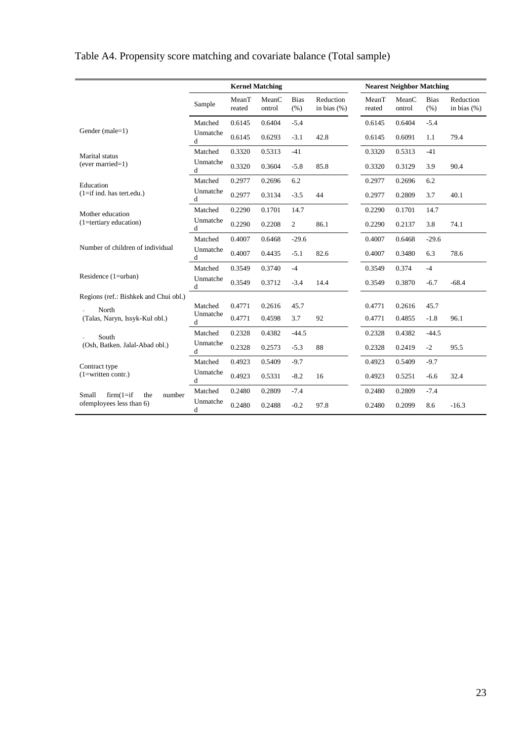Table A4. Propensity score matching and covariate balance (Total sample)

| | | Kernel Matching | | | | Nearest Neighbor Matching | | | |
|---|---|---|---|---|---|---|---|---|---|
| | Sample | MeanTreated | MeanControl | Bias (%) | Reduction in bias (%) | MeanTreated | MeanControl | Bias (%) | Reduction in bias (%) |
| Gender (male=1) | Matched | 0.6145 | 0.6404 | -5.4 | | 0.6145 | 0.6404 | -5.4 | |
| | Unmatched | 0.6145 | 0.6293 | -3.1 | 42.8 | 0.6145 | 0.6091 | 1.1 | 79.4 |
| Marital status (ever married=1) | Matched | 0.3320 | 0.5313 | -41 | | 0.3320 | 0.5313 | -41 | |
| | Unmatched | 0.3320 | 0.3604 | -5.8 | 85.8 | 0.3320 | 0.3129 | 3.9 | 90.4 |
| Education (1=if ind. has tert.edu.) | Matched | 0.2977 | 0.2696 | 6.2 | | 0.2977 | 0.2696 | 6.2 | |
| | Unmatched | 0.2977 | 0.3134 | -3.5 | 44 | 0.2977 | 0.2809 | 3.7 | 40.1 |
| Mother education (1=tertiary education) | Matched | 0.2290 | 0.1701 | 14.7 | | 0.2290 | 0.1701 | 14.7 | |
| | Unmatched | 0.2290 | 0.2208 | 2 | 86.1 | 0.2290 | 0.2137 | 3.8 | 74.1 |
| Number of children of individual | Matched | 0.4007 | 0.6468 | -29.6 | | 0.4007 | 0.6468 | -29.6 | |
| | Unmatched | 0.4007 | 0.4435 | -5.1 | 82.6 | 0.4007 | 0.3480 | 6.3 | 78.6 |
| Residence (1=urban) | Matched | 0.3549 | 0.3740 | -4 | | 0.3549 | 0.374 | -4 | |
| | Unmatched | 0.3549 | 0.3712 | -3.4 | 14.4 | 0.3549 | 0.3870 | -6.7 | -68.4 |
| Regions (ref.: Bishkek and Chui obl.) | | | | | | | | | |
| - North (Talas, Naryn, Issyk-Kul obl.) | Matched | 0.4771 | 0.2616 | 45.7 | | 0.4771 | 0.2616 | 45.7 | |
| | Unmatched | 0.4771 | 0.4598 | 3.7 | 92 | 0.4771 | 0.4855 | -1.8 | 96.1 |
| - South (Osh, Batken. Jalal-Abad obl.) | Matched | 0.2328 | 0.4382 | -44.5 | | 0.2328 | 0.4382 | -44.5 | |
| | Unmatched | 0.2328 | 0.2573 | -5.3 | 88 | 0.2328 | 0.2419 | -2 | 95.5 |
| Contract type (1=written contr.) | Matched | 0.4923 | 0.5409 | -9.7 | | 0.4923 | 0.5409 | -9.7 | |
| | Unmatched | 0.4923 | 0.5331 | -8.2 | 16 | 0.4923 | 0.5251 | -6.6 | 32.4 |
| Small firm(1=if the number ofemployees less than 6) | Matched | 0.2480 | 0.2809 | -7.4 | | 0.2480 | 0.2809 | -7.4 | |
| | Unmatched | 0.2480 | 0.2488 | -0.2 | 97.8 | 0.2480 | 0.2099 | 8.6 | -16.3 |